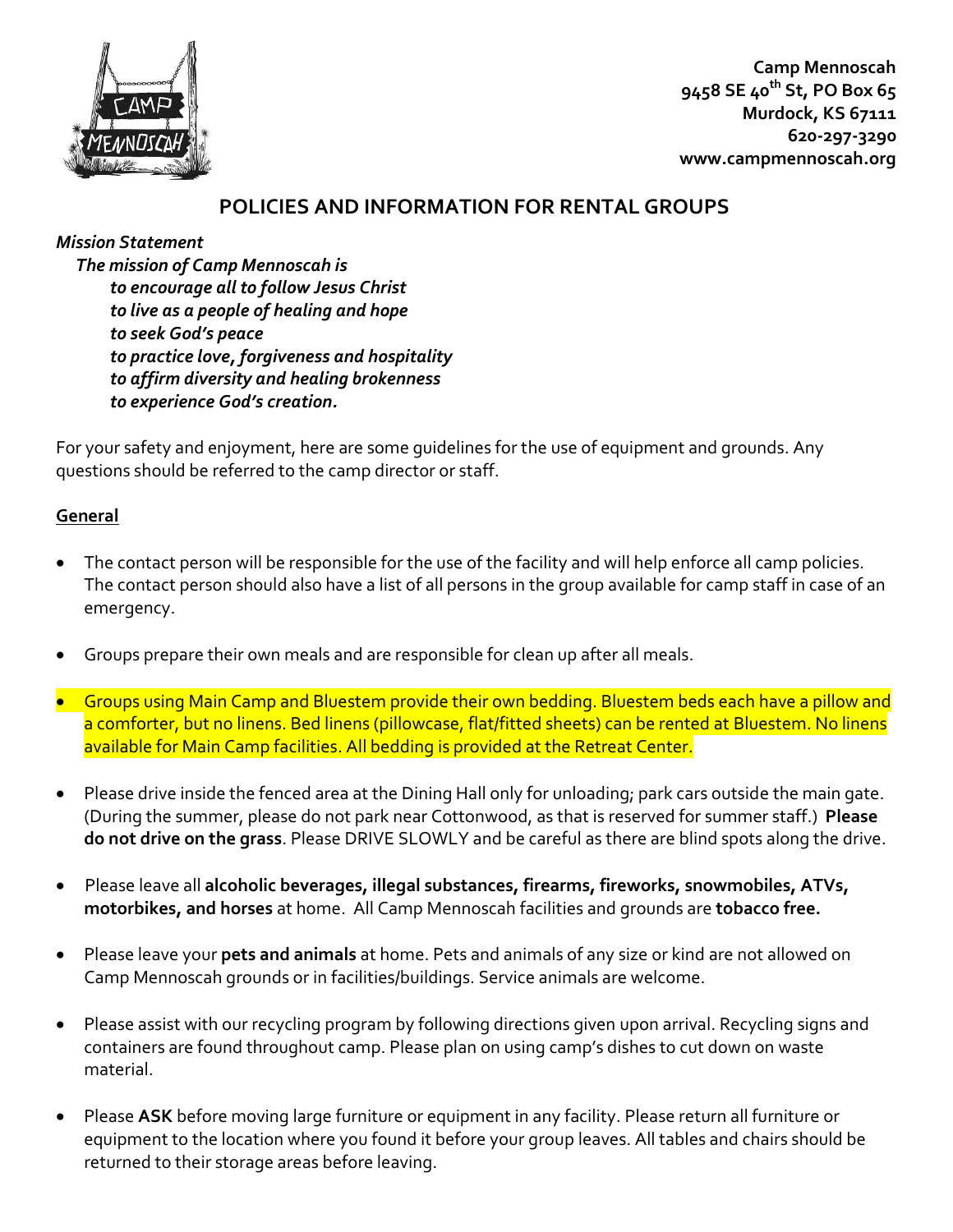Camp Mennoscah
9458 SE 40th St, PO Box 65
Murdock, KS 67111
620-297-3290
www.campmennoscah.org

# POLICIES AND INFORMATION FOR RENTAL GROUPS

***Mission Statement***

***The mission of Camp Mennoscah is***

***to encourage all to follow Jesus Christ***
***to live as a people of healing and hope***
***to seek God's peace***
***to practice love, forgiveness and hospitality***
***to affirm diversity and healing brokenness***
***to experience God's creation.***

For your safety and enjoyment, here are some guidelines for the use of equipment and grounds. Any questions should be referred to the camp director or staff.

## General

- The contact person will be responsible for the use of the facility and will help enforce all camp policies. The contact person should also have a list of all persons in the group available for camp staff in case of an emergency.

- Groups prepare their own meals and are responsible for clean up after all meals.

- Groups using Main Camp and Bluestem provide their own bedding. Bluestem beds each have a pillow and a comforter, but no linens. Bed linens (pillowcase, flat/fitted sheets) can be rented at Bluestem. No linens available for Main Camp facilities. All bedding is provided at the Retreat Center.

- Please drive inside the fenced area at the Dining Hall only for unloading; park cars outside the main gate. (During the summer, please do not park near Cottonwood, as that is reserved for summer staff.) **Please do not drive on the grass**. Please DRIVE SLOWLY and be careful as there are blind spots along the drive.

- Please leave all **alcoholic beverages, illegal substances, firearms, fireworks, snowmobiles, ATVs, motorbikes, and horses** at home. All Camp Mennoscah facilities and grounds are **tobacco free.**

- Please leave your **pets and animals** at home. Pets and animals of any size or kind are not allowed on Camp Mennoscah grounds or in facilities/buildings. Service animals are welcome.

- Please assist with our recycling program by following directions given upon arrival. Recycling signs and containers are found throughout camp. Please plan on using camp's dishes to cut down on waste material.

- Please **ASK** before moving large furniture or equipment in any facility. Please return all furniture or equipment to the location where you found it before your group leaves. All tables and chairs should be returned to their storage areas before leaving.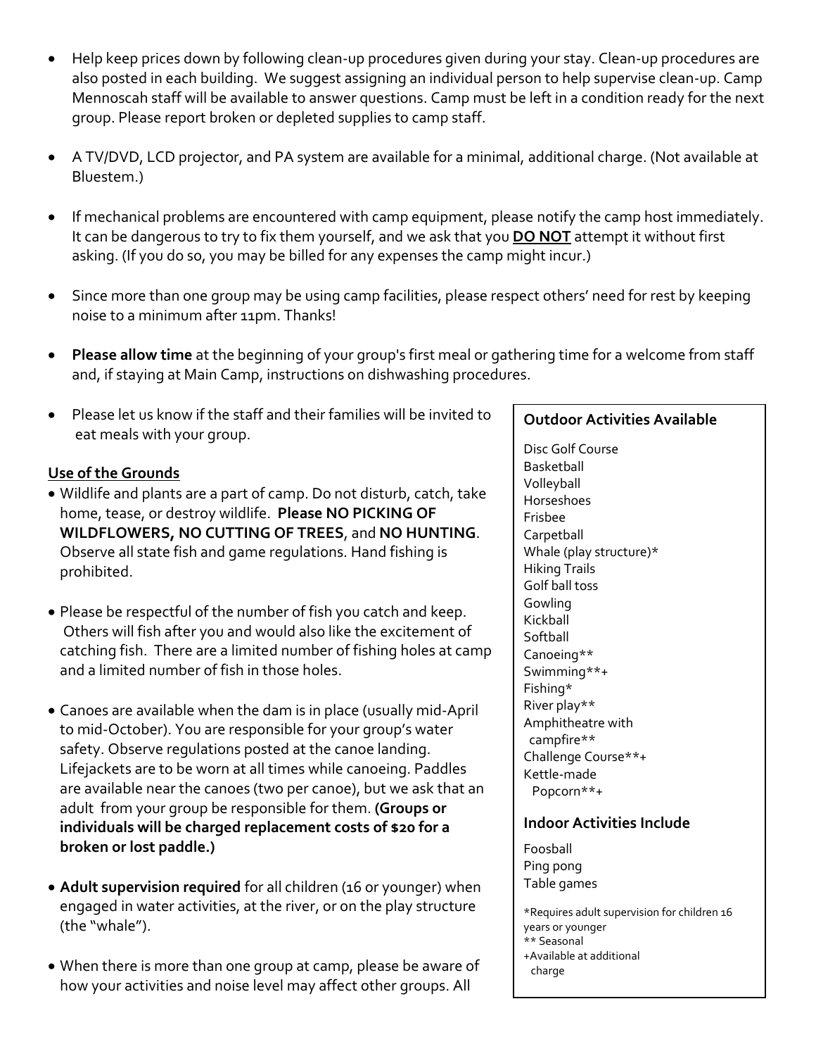- Help keep prices down by following clean-up procedures given during your stay. Clean-up procedures are also posted in each building. We suggest assigning an individual person to help supervise clean-up. Camp Mennoscah staff will be available to answer questions. Camp must be left in a condition ready for the next group. Please report broken or depleted supplies to camp staff.

- A TV/DVD, LCD projector, and PA system are available for a minimal, additional charge. (Not available at Bluestem.)

- If mechanical problems are encountered with camp equipment, please notify the camp host immediately. It can be dangerous to try to fix them yourself, and we ask that you **DO NOT** attempt it without first asking. (If you do so, you may be billed for any expenses the camp might incur.)

- Since more than one group may be using camp facilities, please respect others' need for rest by keeping noise to a minimum after 11pm. Thanks!

- **Please allow time** at the beginning of your group's first meal or gathering time for a welcome from staff and, if staying at Main Camp, instructions on dishwashing procedures.

- Please let us know if the staff and their families will be invited to eat meals with your group.

**Use of the Grounds**

- Wildlife and plants are a part of camp. Do not disturb, catch, take home, tease, or destroy wildlife. **Please NO PICKING OF WILDFLOWERS, NO CUTTING OF TREES**, and **NO HUNTING**. Observe all state fish and game regulations. Hand fishing is prohibited.

- Please be respectful of the number of fish you catch and keep. Others will fish after you and would also like the excitement of catching fish. There are a limited number of fishing holes at camp and a limited number of fish in those holes.

- Canoes are available when the dam is in place (usually mid-April to mid-October). You are responsible for your group's water safety. Observe regulations posted at the canoe landing. Lifejackets are to be worn at all times while canoeing. Paddles are available near the canoes (two per canoe), but we ask that an adult from your group be responsible for them. **(Groups or individuals will be charged replacement costs of $20 for a broken or lost paddle.)**

- **Adult supervision required** for all children (16 or younger) when engaged in water activities, at the river, or on the play structure (the "whale").

- When there is more than one group at camp, please be aware of how your activities and noise level may affect other groups. All

**Outdoor Activities Available**

Disc Golf Course
Basketball
Volleyball
Horseshoes
Frisbee
Carpetball
Whale (play structure)*
Hiking Trails
Golf ball toss
Gowling
Kickball
Softball
Canoeing**
Swimming**+
Fishing*
River play**
Amphitheatre with campfire**
Challenge Course**+
Kettle-made Popcorn**+

**Indoor Activities Include**

Foosball
Ping pong
Table games

*Requires adult supervision for children 16 years or younger
** Seasonal
+Available at additional charge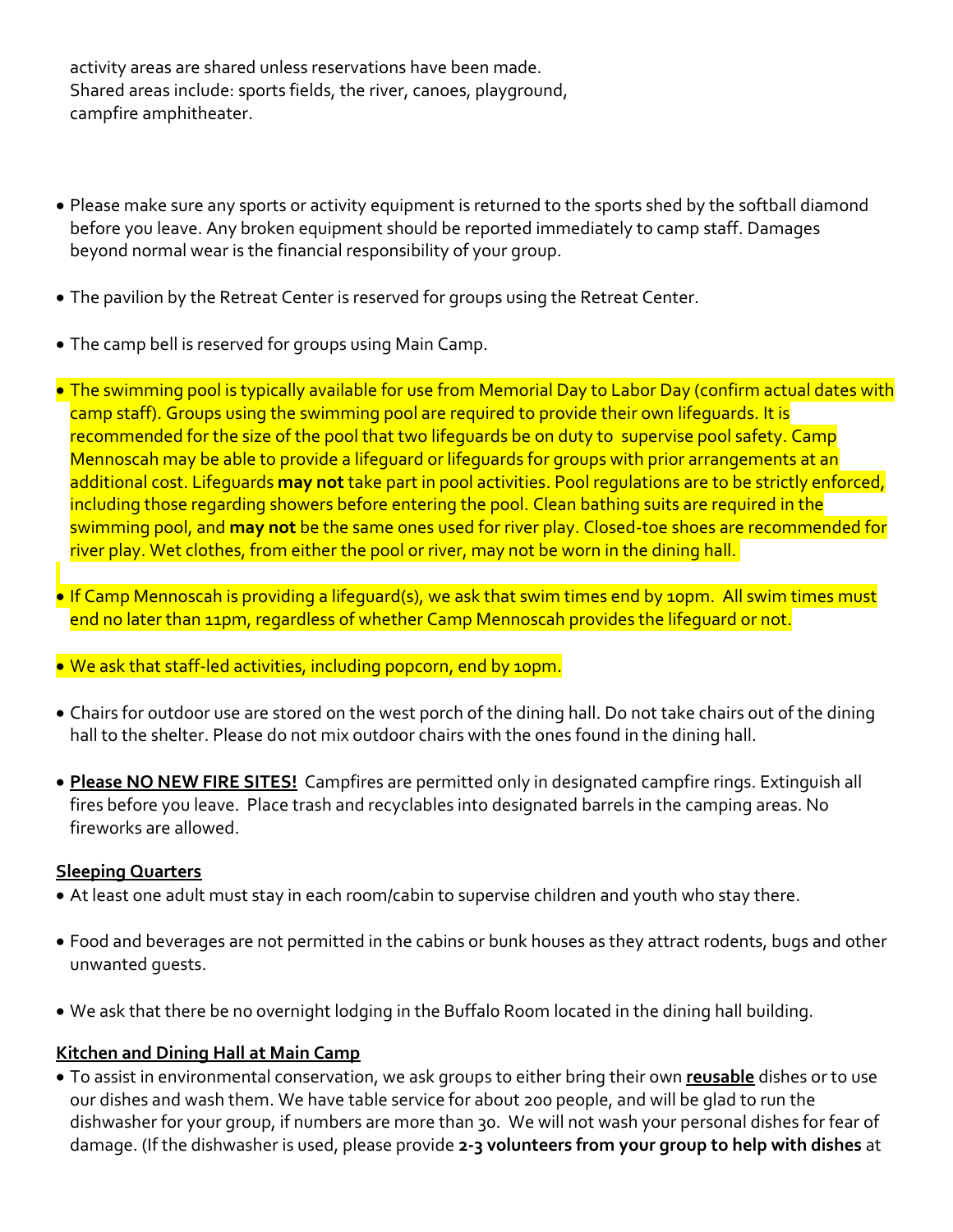activity areas are shared unless reservations have been made. Shared areas include: sports fields, the river, canoes, playground, campfire amphitheater.

- Please make sure any sports or activity equipment is returned to the sports shed by the softball diamond before you leave. Any broken equipment should be reported immediately to camp staff. Damages beyond normal wear is the financial responsibility of your group.

- The pavilion by the Retreat Center is reserved for groups using the Retreat Center.

- The camp bell is reserved for groups using Main Camp.

- The swimming pool is typically available for use from Memorial Day to Labor Day (confirm actual dates with camp staff). Groups using the swimming pool are required to provide their own lifeguards. It is recommended for the size of the pool that two lifeguards be on duty to supervise pool safety. Camp Mennoscah may be able to provide a lifeguard or lifeguards for groups with prior arrangements at an additional cost. Lifeguards **may not** take part in pool activities. Pool regulations are to be strictly enforced, including those regarding showers before entering the pool. Clean bathing suits are required in the swimming pool, and **may not** be the same ones used for river play. Closed-toe shoes are recommended for river play. Wet clothes, from either the pool or river, may not be worn in the dining hall.

- If Camp Mennoscah is providing a lifeguard(s), we ask that swim times end by 10pm. All swim times must end no later than 11pm, regardless of whether Camp Mennoscah provides the lifeguard or not.

- We ask that staff-led activities, including popcorn, end by 10pm.

- Chairs for outdoor use are stored on the west porch of the dining hall. Do not take chairs out of the dining hall to the shelter. Please do not mix outdoor chairs with the ones found in the dining hall.

- **Please NO NEW FIRE SITES!** Campfires are permitted only in designated campfire rings. Extinguish all fires before you leave. Place trash and recyclables into designated barrels in the camping areas. No fireworks are allowed.

**Sleeping Quarters**

- At least one adult must stay in each room/cabin to supervise children and youth who stay there.

- Food and beverages are not permitted in the cabins or bunk houses as they attract rodents, bugs and other unwanted guests.

- We ask that there be no overnight lodging in the Buffalo Room located in the dining hall building.

**Kitchen and Dining Hall at Main Camp**

- To assist in environmental conservation, we ask groups to either bring their own **reusable** dishes or to use our dishes and wash them. We have table service for about 200 people, and will be glad to run the dishwasher for your group, if numbers are more than 30. We will not wash your personal dishes for fear of damage. (If the dishwasher is used, please provide **2-3 volunteers from your group to help with dishes** at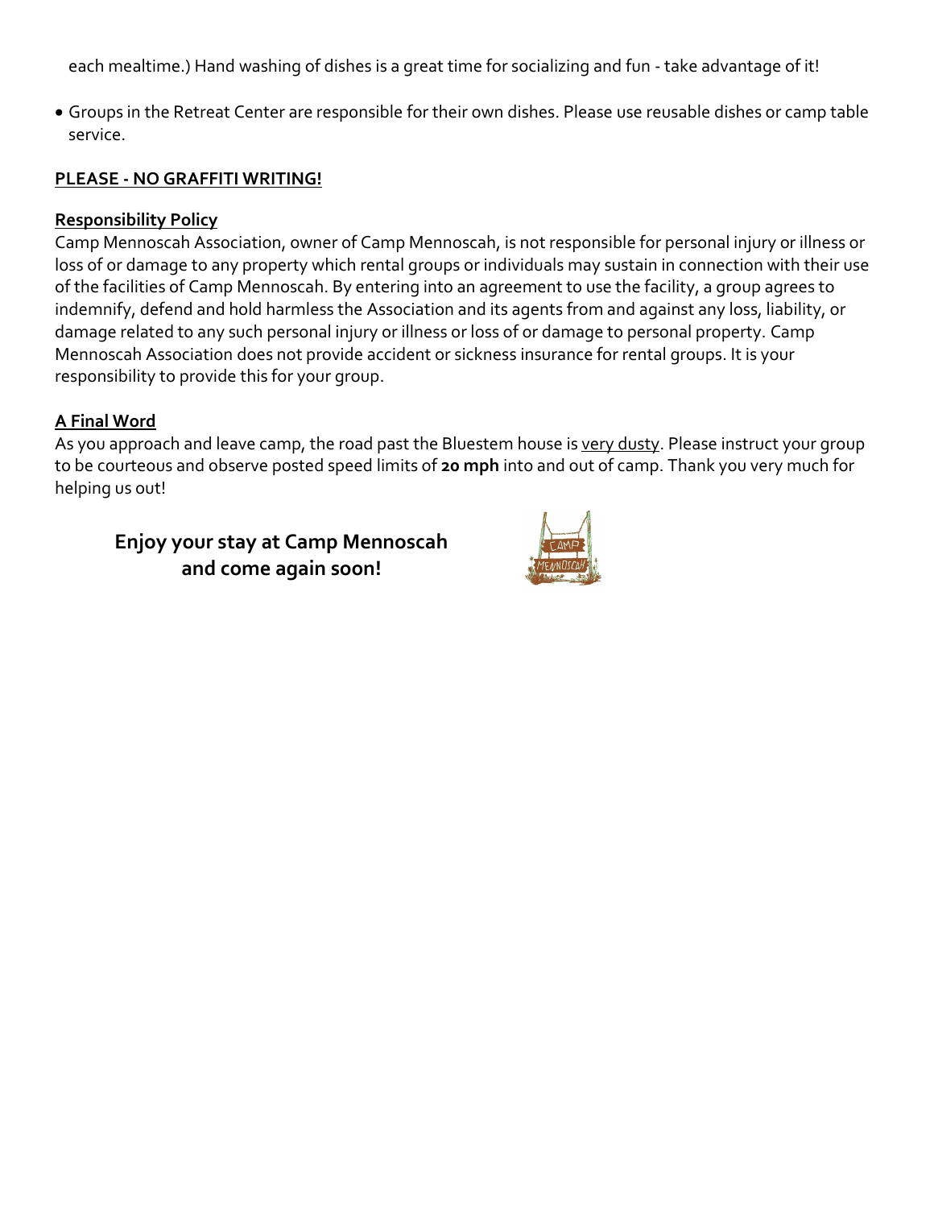each mealtime.) Hand washing of dishes is a great time for socializing and fun - take advantage of it!

- Groups in the Retreat Center are responsible for their own dishes. Please use reusable dishes or camp table service.

**PLEASE - NO GRAFFITI WRITING!**

**Responsibility Policy**

Camp Mennoscah Association, owner of Camp Mennoscah, is not responsible for personal injury or illness or loss of or damage to any property which rental groups or individuals may sustain in connection with their use of the facilities of Camp Mennoscah. By entering into an agreement to use the facility, a group agrees to indemnify, defend and hold harmless the Association and its agents from and against any loss, liability, or damage related to any such personal injury or illness or loss of or damage to personal property. Camp Mennoscah Association does not provide accident or sickness insurance for rental groups. It is your responsibility to provide this for your group.

**A Final Word**

As you approach and leave camp, the road past the Bluestem house is very dusty. Please instruct your group to be courteous and observe posted speed limits of **20 mph** into and out of camp. Thank you very much for helping us out!

**Enjoy your stay at Camp Mennoscah and come again soon!**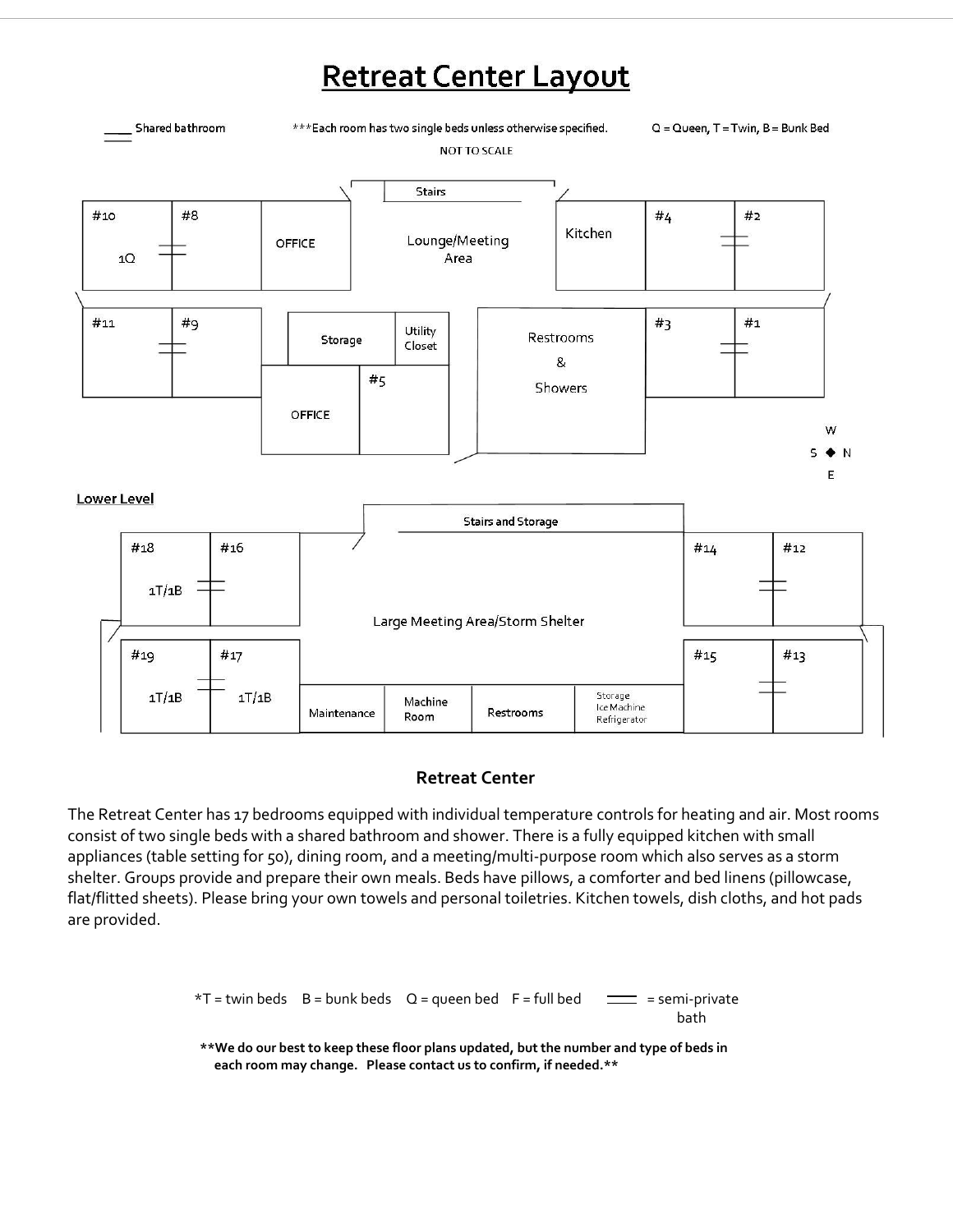# Retreat Center Layout

____ Shared bathroom    ***Each room has two single beds unless otherwise specified.    Q = Queen, T = Twin, B = Bunk Bed

NOT TO SCALE

Stairs

#10 1Q | #8 | OFFICE | Lounge/Meeting Area | Kitchen | #4 | #2

#11 | #9 | Storage | Utility Closet | #5 | OFFICE | Restrooms & Showers | #3 | #1

W S N E

**Lower Level**

Stairs and Storage

#18 1T/1B | #16 | Large Meeting Area/Storm Shelter | #14 | #12

#19 1T/1B | #17 1T/1B | Maintenance | Machine Room | Restrooms | Storage Ice Machine Refrigerator | #15 | #13

### Retreat Center

The Retreat Center has 17 bedrooms equipped with individual temperature controls for heating and air. Most rooms consist of two single beds with a shared bathroom and shower. There is a fully equipped kitchen with small appliances (table setting for 50), dining room, and a meeting/multi-purpose room which also serves as a storm shelter. Groups provide and prepare their own meals. Beds have pillows, a comforter and bed linens (pillowcase, flat/flitted sheets). Please bring your own towels and personal toiletries. Kitchen towels, dish cloths, and hot pads are provided.

*T = twin beds    B = bunk beds    Q = queen bed    F = full bed    ═ = semi-private bath

**We do our best to keep these floor plans updated, but the number and type of beds in each room may change. Please contact us to confirm, if needed.**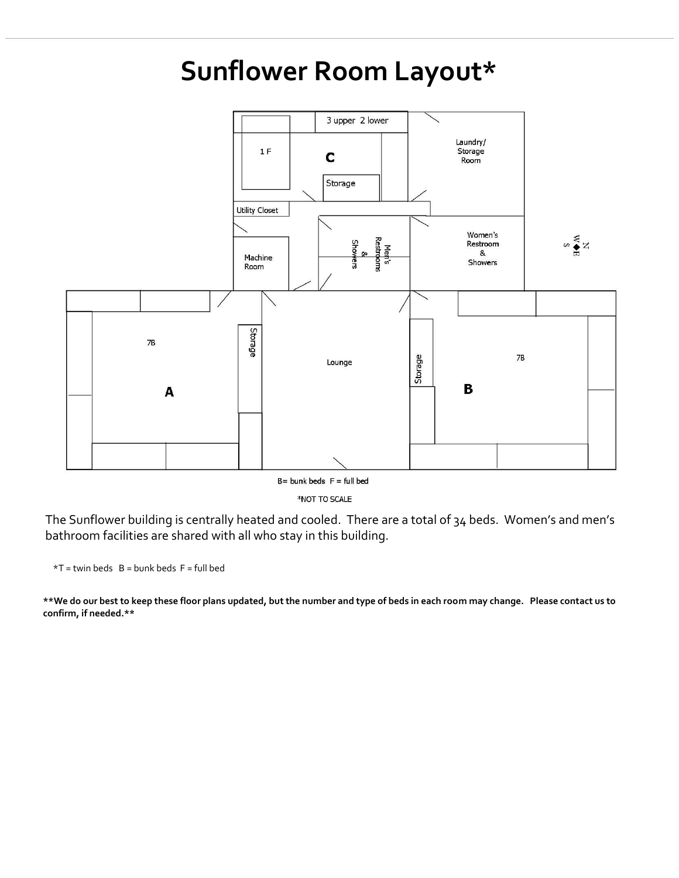# Sunflower Room Layout*

3 upper 2 lower

1 F

C

Storage

Laundry/ Storage Room

Utility Closet

Machine Room

Men's Restrooms & Showers

Women's Restroom & Showers

7B

A

Storage

Lounge

Storage

7B

B

B= bunk beds F = full bed

*NOT TO SCALE

The Sunflower building is centrally heated and cooled. There are a total of 34 beds. Women's and men's bathroom facilities are shared with all who stay in this building.

*T = twin beds B = bunk beds F = full bed

**\*\*We do our best to keep these floor plans updated, but the number and type of beds in each room may change. Please contact us to confirm, if needed.\*\***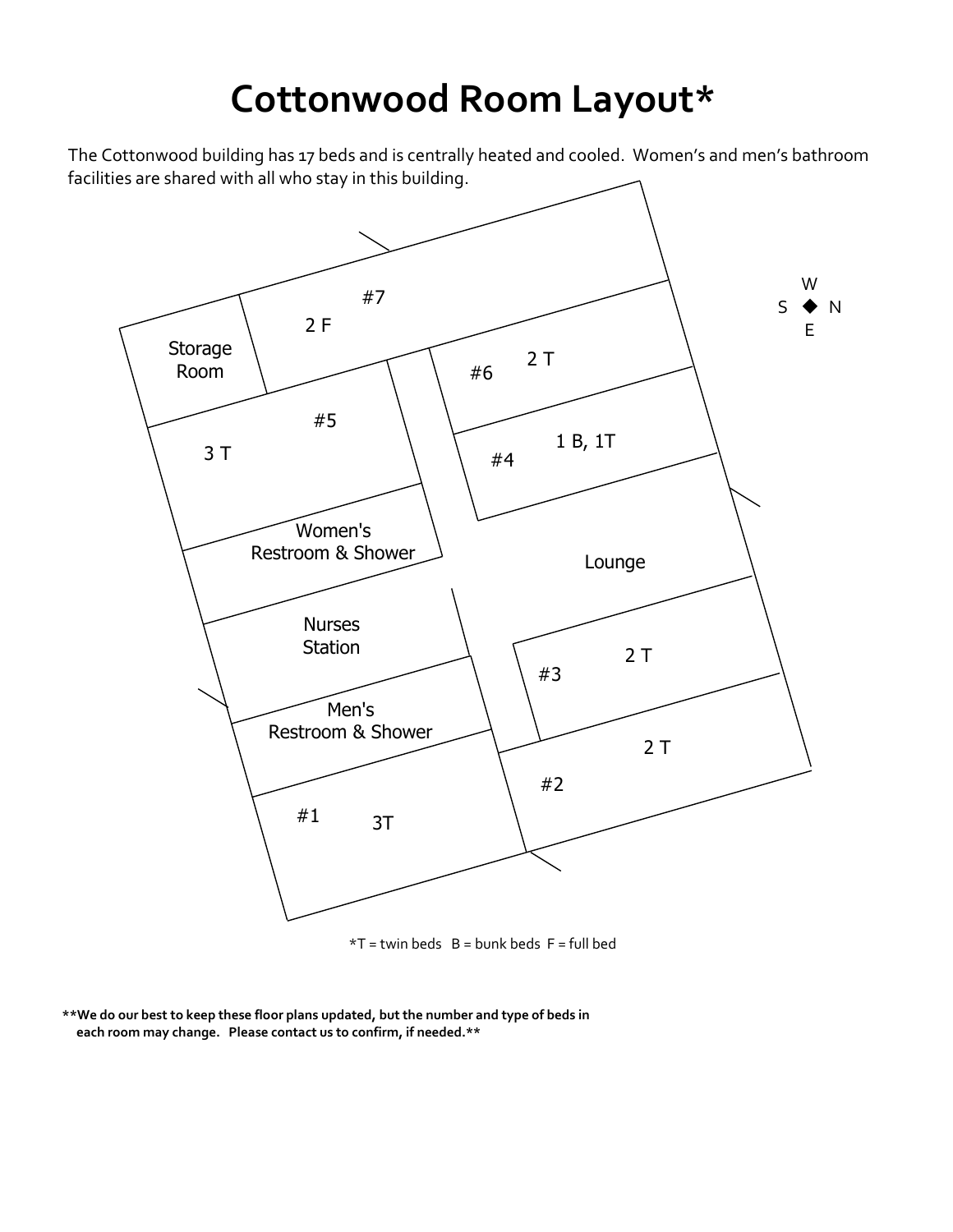# Cottonwood Room Layout*

The Cottonwood building has 17 beds and is centrally heated and cooled. Women's and men's bathroom facilities are shared with all who stay in this building.

#7
2 F

Storage Room

#6 2 T

#5
3 T

#4 1 B, 1T

Women's Restroom & Shower

Lounge

Nurses Station

#3 2 T

Men's Restroom & Shower

#2 2 T

#1 3T

W
S N
E

*T = twin beds B = bunk beds F = full bed

**We do our best to keep these floor plans updated, but the number and type of beds in each room may change. Please contact us to confirm, if needed.**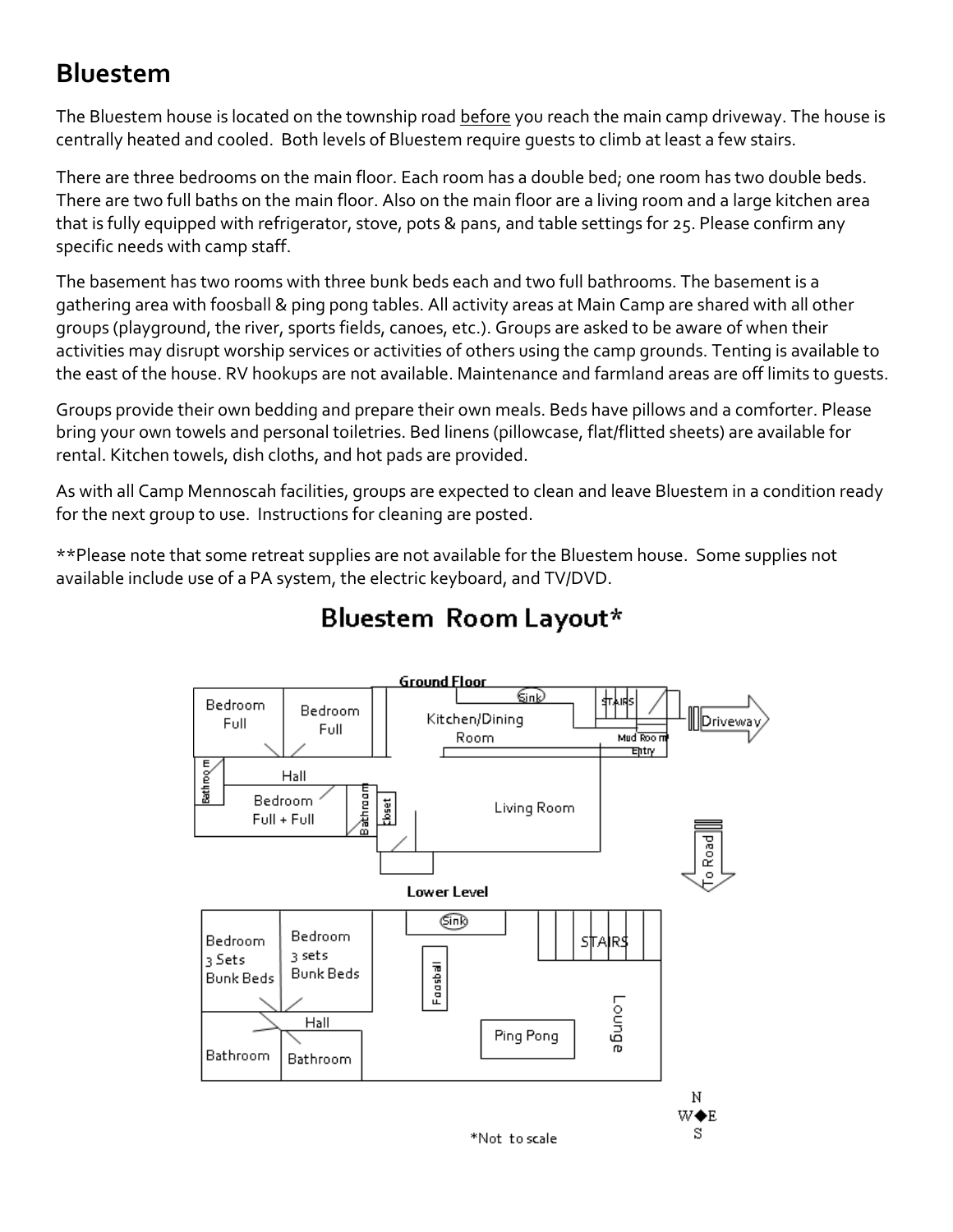## Bluestem

The Bluestem house is located on the township road before you reach the main camp driveway. The house is centrally heated and cooled. Both levels of Bluestem require guests to climb at least a few stairs.

There are three bedrooms on the main floor. Each room has a double bed; one room has two double beds. There are two full baths on the main floor. Also on the main floor are a living room and a large kitchen area that is fully equipped with refrigerator, stove, pots & pans, and table settings for 25. Please confirm any specific needs with camp staff.

The basement has two rooms with three bunk beds each and two full bathrooms. The basement is a gathering area with foosball & ping pong tables. All activity areas at Main Camp are shared with all other groups (playground, the river, sports fields, canoes, etc.). Groups are asked to be aware of when their activities may disrupt worship services or activities of others using the camp grounds. Tenting is available to the east of the house. RV hookups are not available. Maintenance and farmland areas are off limits to guests.

Groups provide their own bedding and prepare their own meals. Beds have pillows and a comforter. Please bring your own towels and personal toiletries. Bed linens (pillowcase, flat/flitted sheets) are available for rental. Kitchen towels, dish cloths, and hot pads are provided.

As with all Camp Mennoscah facilities, groups are expected to clean and leave Bluestem in a condition ready for the next group to use. Instructions for cleaning are posted.

**Please note that some retreat supplies are not available for the Bluestem house. Some supplies not available include use of a PA system, the electric keyboard, and TV/DVD.

### Bluestem Room Layout*

**Ground Floor**

Bedroom Full | Bedroom Full | Kitchen/Dining Room | Sink | STAIRS | Mud Room Entry | Driveway | Bathroom | Hall | Bedroom Full + Full | Bathroom | Closet | Living Room | To Road

**Lower Level**

Bedroom 3 Sets Bunk Beds | Bedroom 3 sets Bunk Beds | Hall | Bathroom | Bathroom | Sink | Foosball | Ping Pong | STAIRS | Lounge

N W E S

*Not to scale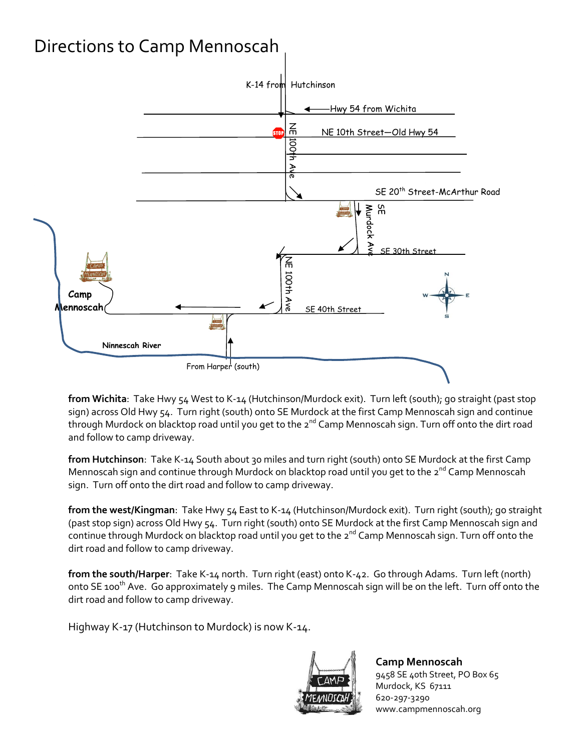# Directions to Camp Mennoscah

K-14 from Hutchinson

Hwy 54 from Wichita

NE 10th Street—Old Hwy 54

NE 100th Ave

SE 20th Street-McArthur Road

SE Murdock Ave

SE 30th Street

NE 100th Ave

SE 40th Street

Camp Mennoscah

Ninnescah River

From Harper (south)

N

W E

S

**from Wichita**: Take Hwy 54 West to K-14 (Hutchinson/Murdock exit). Turn left (south); go straight (past stop sign) across Old Hwy 54. Turn right (south) onto SE Murdock at the first Camp Mennoscah sign and continue through Murdock on blacktop road until you get to the 2nd Camp Mennoscah sign. Turn off onto the dirt road and follow to camp driveway.

**from Hutchinson**: Take K-14 South about 30 miles and turn right (south) onto SE Murdock at the first Camp Mennoscah sign and continue through Murdock on blacktop road until you get to the 2nd Camp Mennoscah sign. Turn off onto the dirt road and follow to camp driveway.

**from the west/Kingman**: Take Hwy 54 East to K-14 (Hutchinson/Murdock exit). Turn right (south); go straight (past stop sign) across Old Hwy 54. Turn right (south) onto SE Murdock at the first Camp Mennoscah sign and continue through Murdock on blacktop road until you get to the 2nd Camp Mennoscah sign. Turn off onto the dirt road and follow to camp driveway.

**from the south/Harper**: Take K-14 north. Turn right (east) onto K-42. Go through Adams. Turn left (north) onto SE 100th Ave. Go approximately 9 miles. The Camp Mennoscah sign will be on the left. Turn off onto the dirt road and follow to camp driveway.

Highway K-17 (Hutchinson to Murdock) is now K-14.

**Camp Mennoscah**
9458 SE 40th Street, PO Box 65
Murdock, KS 67111
620-297-3290
www.campmennoscah.org